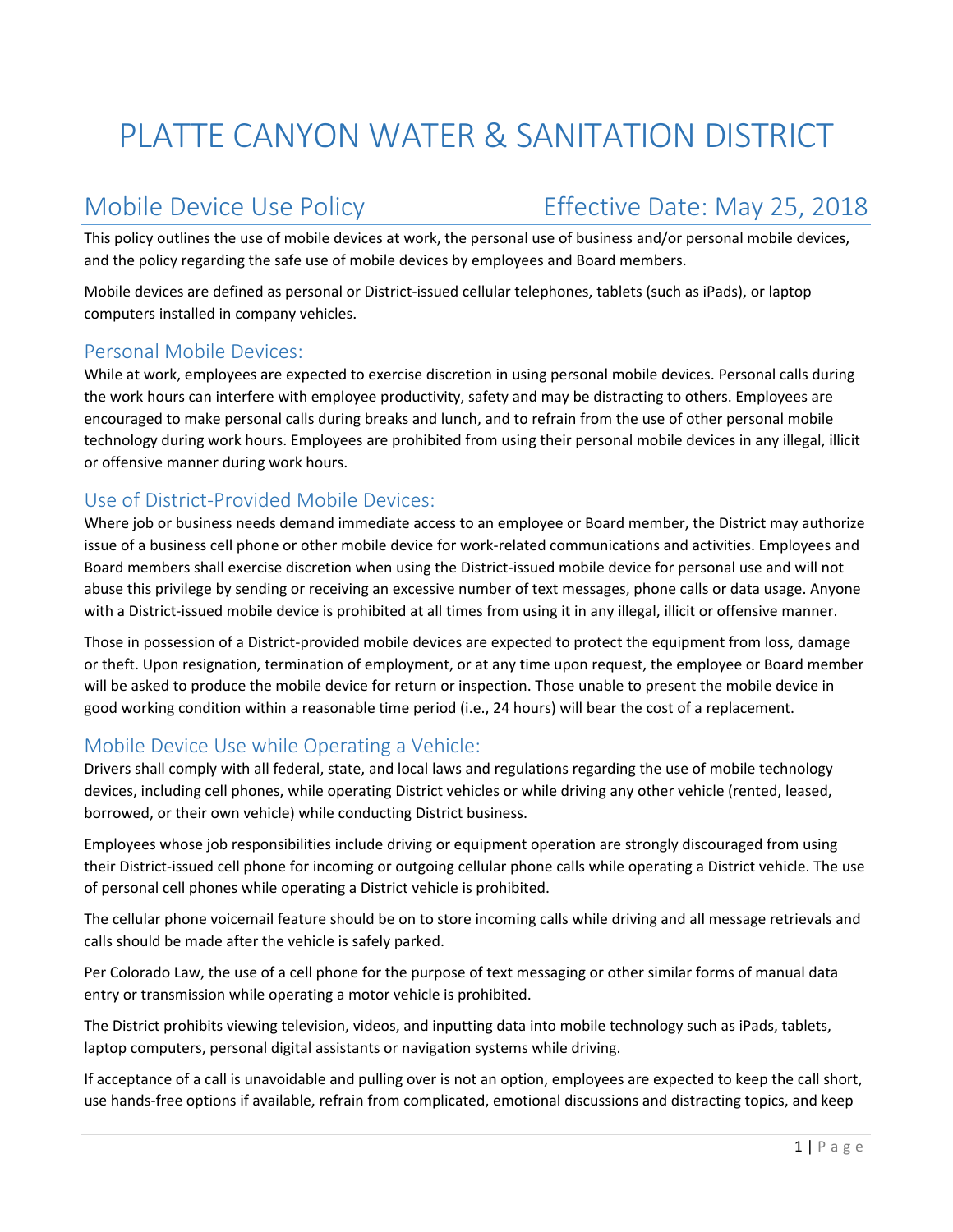# PLATTE CANYON WATER & SANITATION DISTRICT

## Mobile Device Use Policy — Effective Date: May 25, 2018

This policy outlines the use of mobile devices at work, the personal use of business and/or personal mobile devices, and the policy regarding the safe use of mobile devices by employees and Board members.

Mobile devices are defined as personal or District-issued cellular telephones, tablets (such as iPads), or laptop computers installed in company vehicles.

### Personal Mobile Devices:

While at work, employees are expected to exercise discretion in using personal mobile devices. Personal calls during the work hours can interfere with employee productivity, safety and may be distracting to others. Employees are encouraged to make personal calls during breaks and lunch, and to refrain from the use of other personal mobile technology during work hours. Employees are prohibited from using their personal mobile devices in any illegal, illicit or offensive manner during work hours.

### Use of District-Provided Mobile Devices:

Where job or business needs demand immediate access to an employee or Board member, the District may authorize issue of a business cell phone or other mobile device for work-related communications and activities. Employees and Board members shall exercise discretion when using the District-issued mobile device for personal use and will not abuse this privilege by sending or receiving an excessive number of text messages, phone calls or data usage. Anyone with a District-issued mobile device is prohibited at all times from using it in any illegal, illicit or offensive manner.

Those in possession of a District-provided mobile devices are expected to protect the equipment from loss, damage or theft. Upon resignation, termination of employment, or at any time upon request, the employee or Board member will be asked to produce the mobile device for return or inspection. Those unable to present the mobile device in good working condition within a reasonable time period (i.e., 24 hours) will bear the cost of a replacement.

### Mobile Device Use while Operating a Vehicle:

Drivers shall comply with all federal, state, and local laws and regulations regarding the use of mobile technology devices, including cell phones, while operating District vehicles or while driving any other vehicle (rented, leased, borrowed, or their own vehicle) while conducting District business.

Employees whose job responsibilities include driving or equipment operation are strongly discouraged from using their District-issued cell phone for incoming or outgoing cellular phone calls while operating a District vehicle. The use of personal cell phones while operating a District vehicle is prohibited.

The cellular phone voicemail feature should be on to store incoming calls while driving and all message retrievals and calls should be made after the vehicle is safely parked.

Per Colorado Law, the use of a cell phone for the purpose of text messaging or other similar forms of manual data entry or transmission while operating a motor vehicle is prohibited.

The District prohibits viewing television, videos, and inputting data into mobile technology such as iPads, tablets, laptop computers, personal digital assistants or navigation systems while driving.

If acceptance of a call is unavoidable and pulling over is not an option, employees are expected to keep the call short, use hands-free options if available, refrain from complicated, emotional discussions and distracting topics, and keep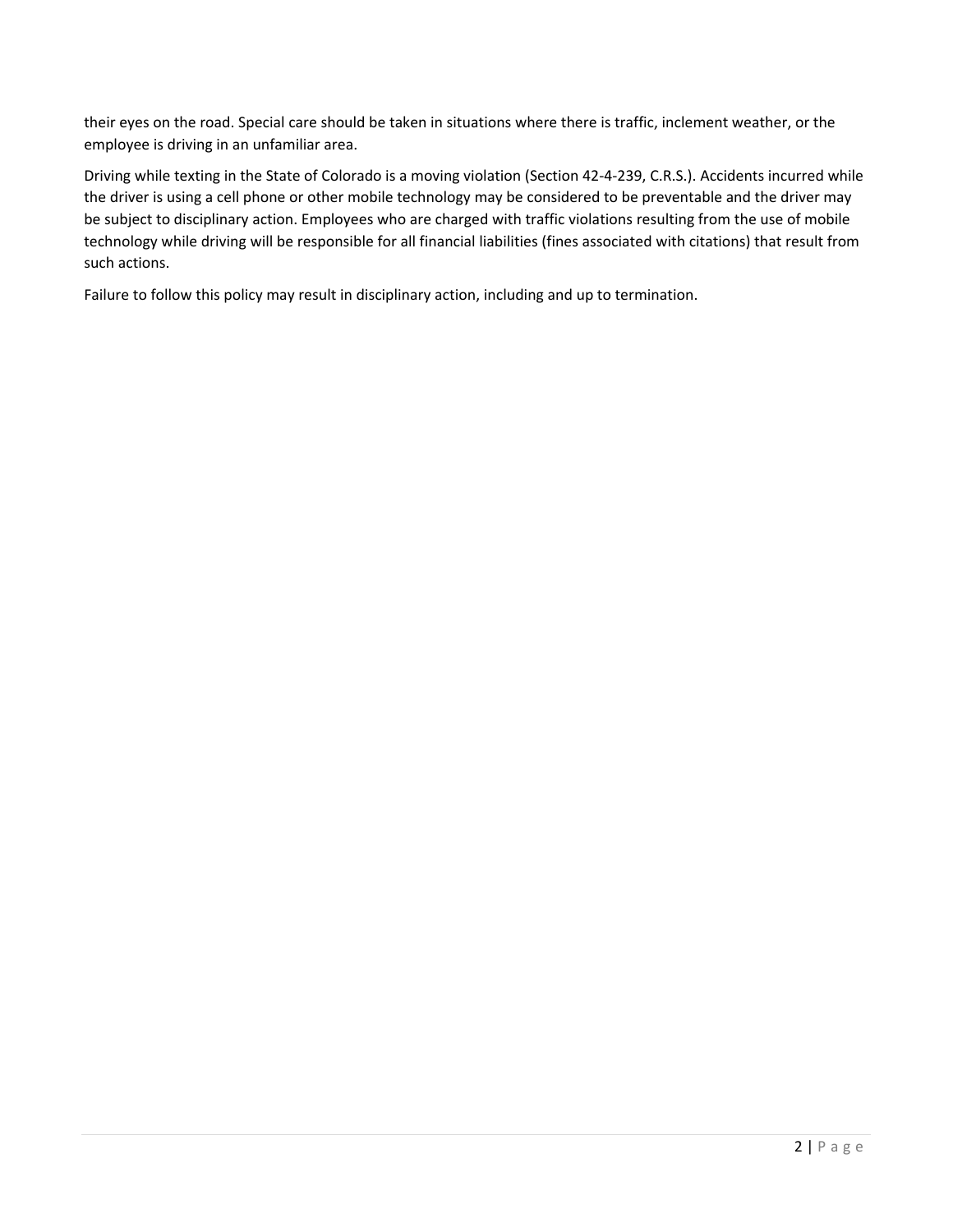their eyes on the road. Special care should be taken in situations where there is traffic, inclement weather, or the employee is driving in an unfamiliar area.

Driving while texting in the State of Colorado is a moving violation (Section 42-4-239, C.R.S.). Accidents incurred while the driver is using a cell phone or other mobile technology may be considered to be preventable and the driver may be subject to disciplinary action. Employees who are charged with traffic violations resulting from the use of mobile technology while driving will be responsible for all financial liabilities (fines associated with citations) that result from such actions.

Failure to follow this policy may result in disciplinary action, including and up to termination.